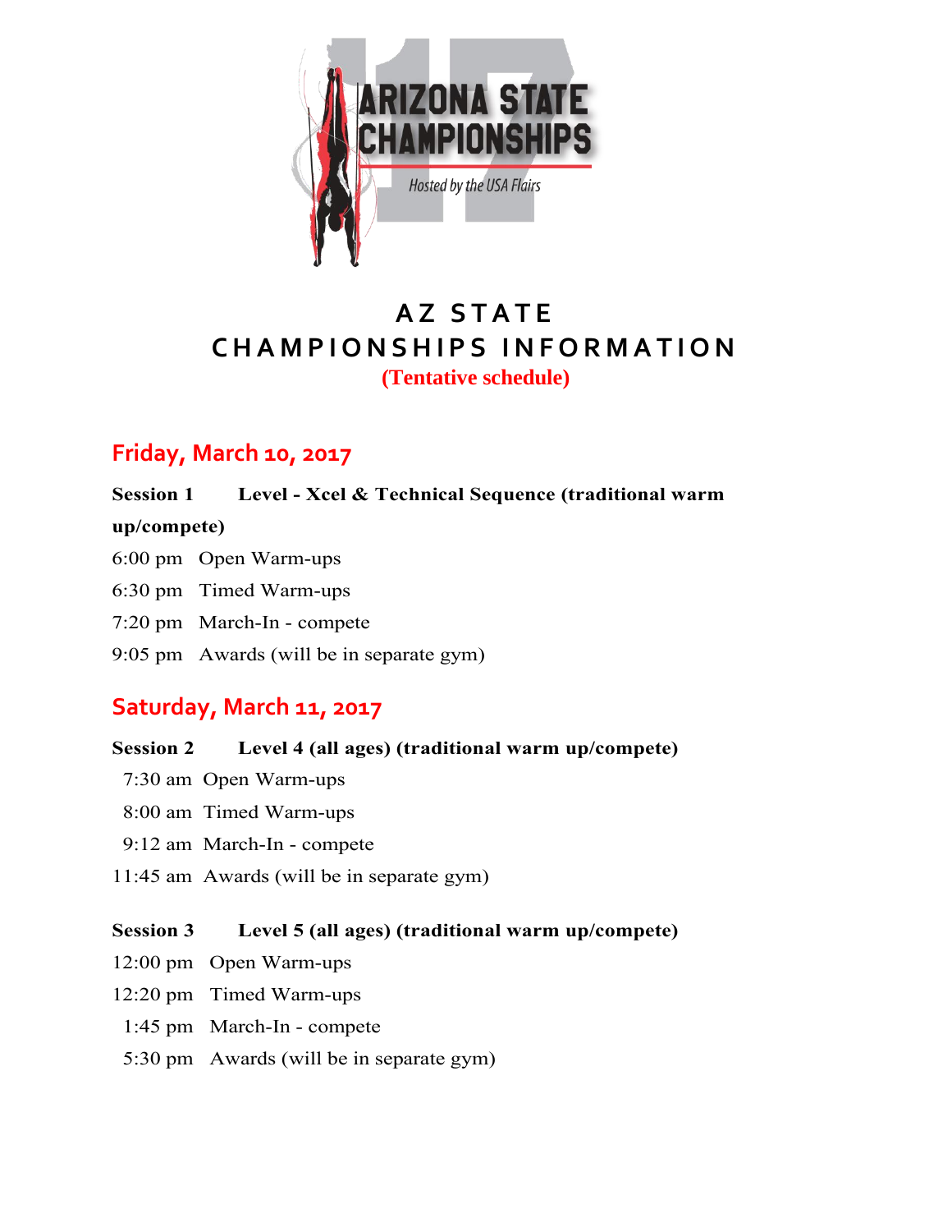ARIZONA STATE CHAMPIONSHIPS

*Hosted by the USA Flairs*

# AZ STATE CHAMPIONSHIPS INFORMATION

**(Tentative schedule)**

## Friday, March 10, 2017

**Session 1 Level - Xcel & Technical Sequence (traditional warm up/compete)**

6:00 pm Open Warm-ups

6:30 pm Timed Warm-ups

7:20 pm March-In - compete

9:05 pm Awards (will be in separate gym)

## Saturday, March 11, 2017

**Session 2 Level 4 (all ages) (traditional warm up/compete)**

7:30 am Open Warm-ups

8:00 am Timed Warm-ups

9:12 am March-In - compete

11:45 am Awards (will be in separate gym)

**Session 3 Level 5 (all ages) (traditional warm up/compete)**

12:00 pm Open Warm-ups

12:20 pm Timed Warm-ups

1:45 pm March-In - compete

5:30 pm Awards (will be in separate gym)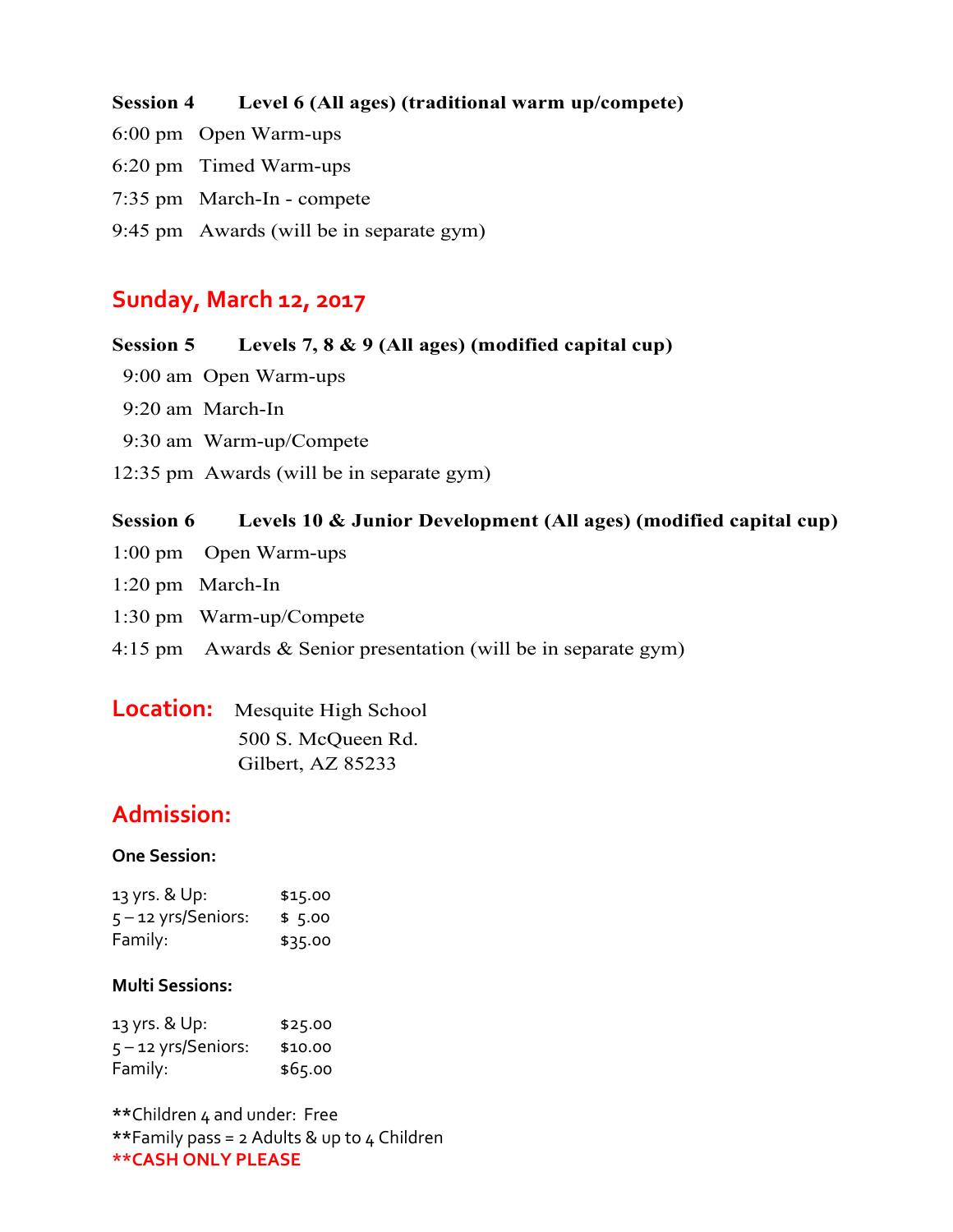**Session 4 Level 6 (All ages) (traditional warm up/compete)**

6:00 pm Open Warm-ups

6:20 pm Timed Warm-ups

7:35 pm March-In - compete

9:45 pm Awards (will be in separate gym)

## Sunday, March 12, 2017

**Session 5 Levels 7, 8 & 9 (All ages) (modified capital cup)**

9:00 am Open Warm-ups

9:20 am March-In

9:30 am Warm-up/Compete

12:35 pm Awards (will be in separate gym)

**Session 6 Levels 10 & Junior Development (All ages) (modified capital cup)**

1:00 pm Open Warm-ups

1:20 pm March-In

1:30 pm Warm-up/Compete

4:15 pm Awards & Senior presentation (will be in separate gym)

## Location:

Mesquite High School
500 S. McQueen Rd.
Gilbert, AZ 85233

## Admission:

**One Session:**

| | |
|---|---|
| 13 yrs. & Up: | $15.00 |
| 5 – 12 yrs/Seniors: | $ 5.00 |
| Family: | $35.00 |

**Multi Sessions:**

| | |
|---|---|
| 13 yrs. & Up: | $25.00 |
| 5 – 12 yrs/Seniors: | $10.00 |
| Family: | $65.00 |

**Children 4 and under: Free
**Family pass = 2 Adults & up to 4 Children
**CASH ONLY PLEASE**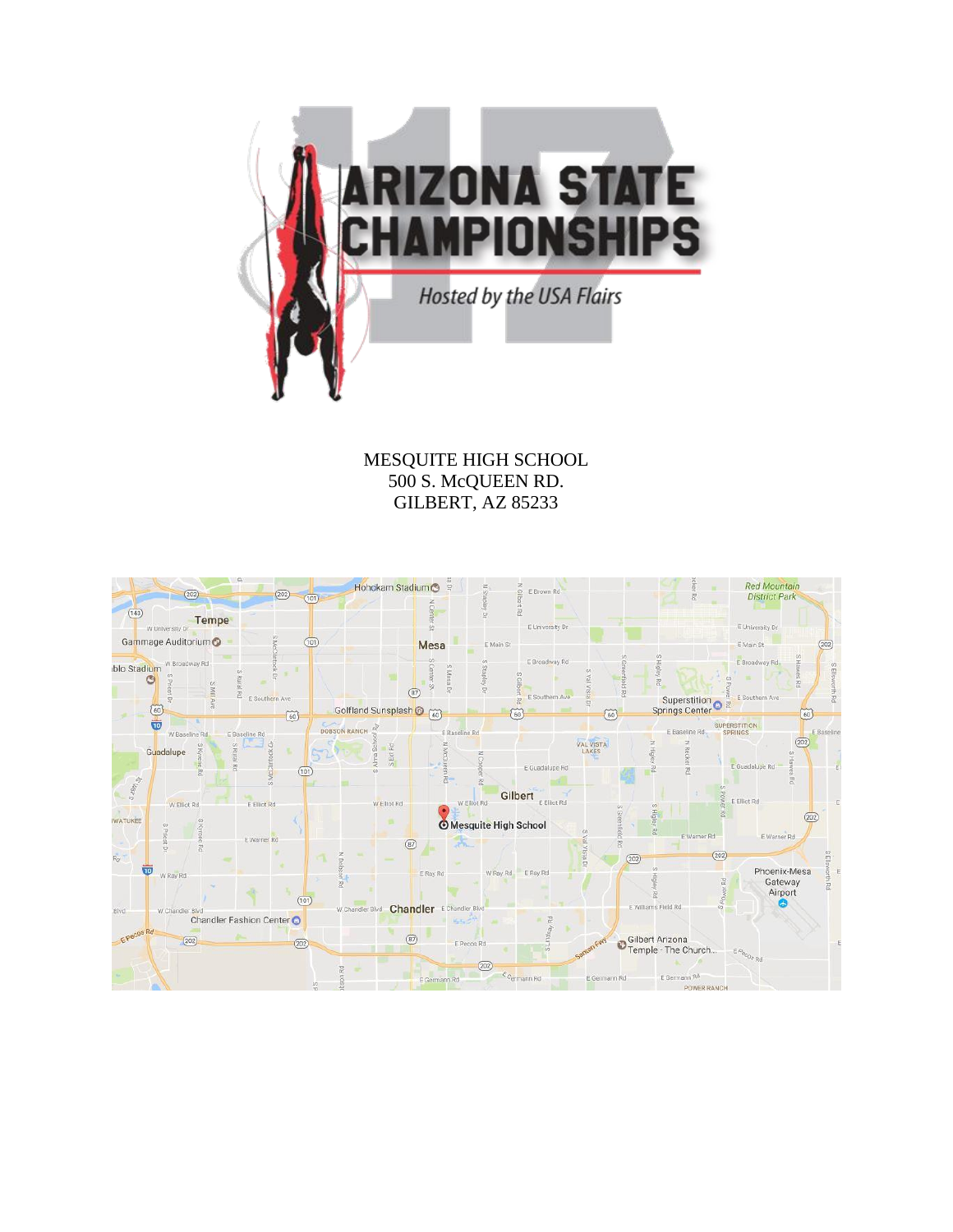ARIZONA STATE CHAMPIONSHIPS

*Hosted by the USA Flairs*

MESQUITE HIGH SCHOOL
500 S. McQUEEN RD.
GILBERT, AZ 85233